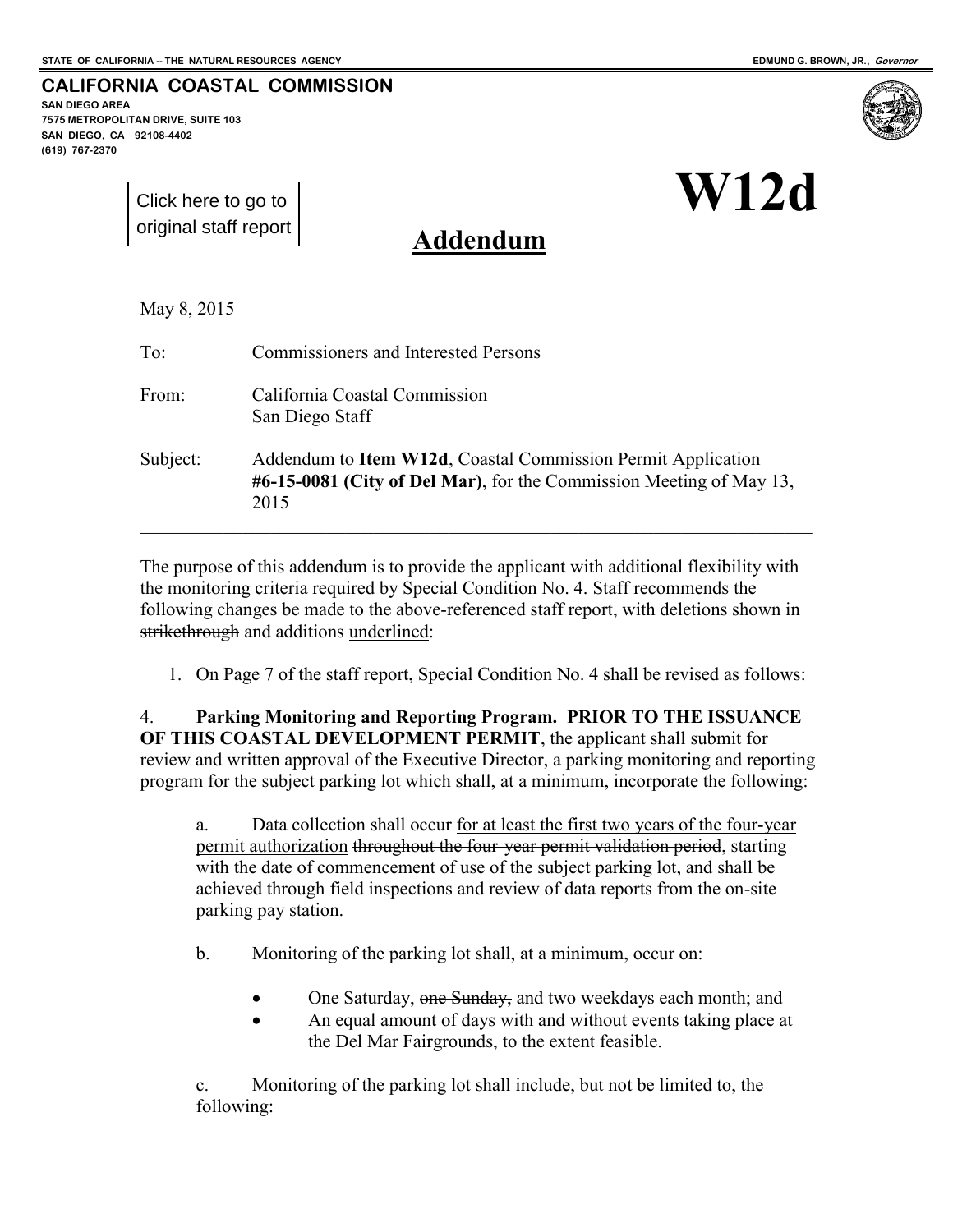STATE OF CALIFORNIA -- THE NATURAL RESOURCES AGENCY

EDMUND G. BROWN, JR., *Governor*

**CALIFORNIA COASTAL COMMISSION**

SAN DIEGO AREA
7575 METROPOLITAN DRIVE, SUITE 103
SAN DIEGO, CA 92108-4402
(619) 767-2370

Click here to go to original staff report

# W12d

## Addendum

May 8, 2015

To: Commissioners and Interested Persons

From: California Coastal Commission
San Diego Staff

Subject: Addendum to **Item W12d**, Coastal Commission Permit Application **#6-15-0081 (City of Del Mar)**, for the Commission Meeting of May 13, 2015

---

The purpose of this addendum is to provide the applicant with additional flexibility with the monitoring criteria required by Special Condition No. 4. Staff recommends the following changes be made to the above-referenced staff report, with deletions shown in ~~strikethrough~~ and additions <u>underlined</u>:

1. On Page 7 of the staff report, Special Condition No. 4 shall be revised as follows:

4. **Parking Monitoring and Reporting Program. PRIOR TO THE ISSUANCE OF THIS COASTAL DEVELOPMENT PERMIT**, the applicant shall submit for review and written approval of the Executive Director, a parking monitoring and reporting program for the subject parking lot which shall, at a minimum, incorporate the following:

   a. Data collection shall occur <u>for at least the first two years of the four-year permit authorization</u> ~~throughout the four-year permit validation period~~, starting with the date of commencement of use of the subject parking lot, and shall be achieved through field inspections and review of data reports from the on-site parking pay station.

   b. Monitoring of the parking lot shall, at a minimum, occur on:

   - One Saturday, ~~one Sunday,~~ and two weekdays each month; and
   - An equal amount of days with and without events taking place at the Del Mar Fairgrounds, to the extent feasible.

   c. Monitoring of the parking lot shall include, but not be limited to, the following: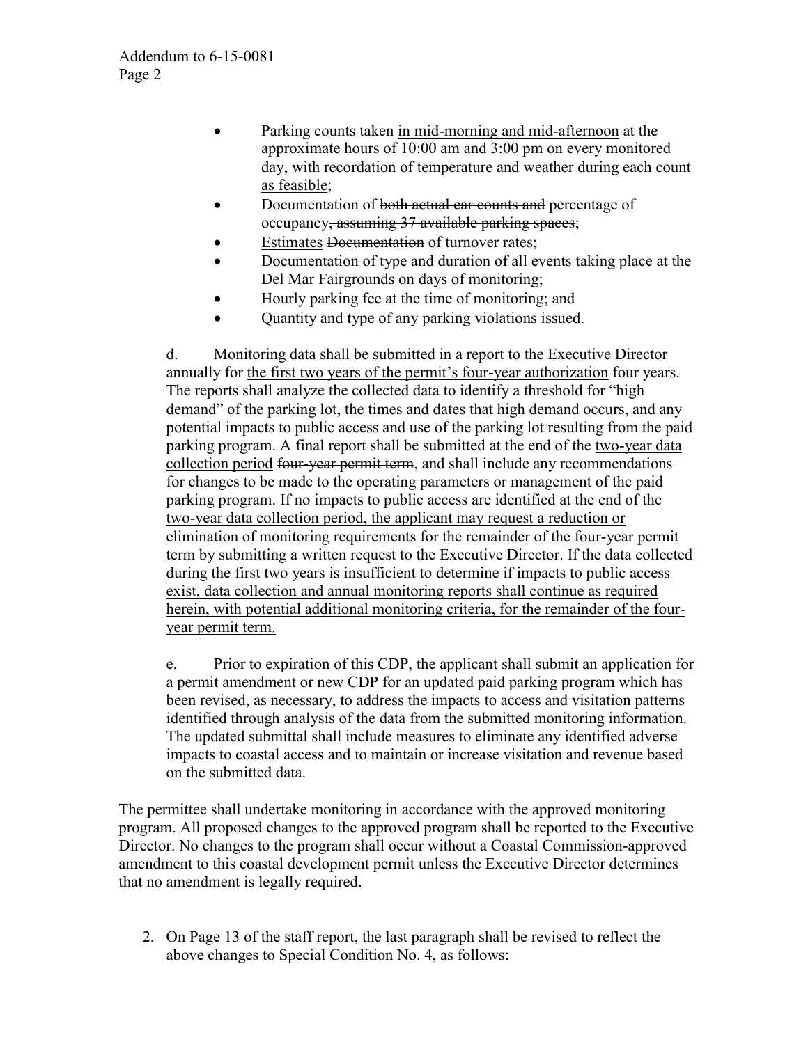- Parking counts taken <u>in mid-morning and mid-afternoon</u> ~~at the approximate hours of 10:00 am and 3:00 pm~~ on every monitored day, with recordation of temperature and weather during each count <u>as feasible</u>;
- Documentation of ~~both actual car counts and~~ percentage of occupancy~~, assuming 37 available parking spaces~~;
- <u>Estimates</u> ~~Documentation~~ of turnover rates;
- Documentation of type and duration of all events taking place at the Del Mar Fairgrounds on days of monitoring;
- Hourly parking fee at the time of monitoring; and
- Quantity and type of any parking violations issued.

d. Monitoring data shall be submitted in a report to the Executive Director annually for <u>the first two years of the permit's four-year authorization</u> ~~four years~~. The reports shall analyze the collected data to identify a threshold for "high demand" of the parking lot, the times and dates that high demand occurs, and any potential impacts to public access and use of the parking lot resulting from the paid parking program. A final report shall be submitted at the end of the <u>two-year data collection period</u> ~~four-year permit term~~, and shall include any recommendations for changes to be made to the operating parameters or management of the paid parking program. <u>If no impacts to public access are identified at the end of the two-year data collection period, the applicant may request a reduction or elimination of monitoring requirements for the remainder of the four-year permit term by submitting a written request to the Executive Director. If the data collected during the first two years is insufficient to determine if impacts to public access exist, data collection and annual monitoring reports shall continue as required herein, with potential additional monitoring criteria, for the remainder of the four-year permit term.</u>

e. Prior to expiration of this CDP, the applicant shall submit an application for a permit amendment or new CDP for an updated paid parking program which has been revised, as necessary, to address the impacts to access and visitation patterns identified through analysis of the data from the submitted monitoring information. The updated submittal shall include measures to eliminate any identified adverse impacts to coastal access and to maintain or increase visitation and revenue based on the submitted data.

The permittee shall undertake monitoring in accordance with the approved monitoring program. All proposed changes to the approved program shall be reported to the Executive Director. No changes to the program shall occur without a Coastal Commission-approved amendment to this coastal development permit unless the Executive Director determines that no amendment is legally required.

2. On Page 13 of the staff report, the last paragraph shall be revised to reflect the above changes to Special Condition No. 4, as follows: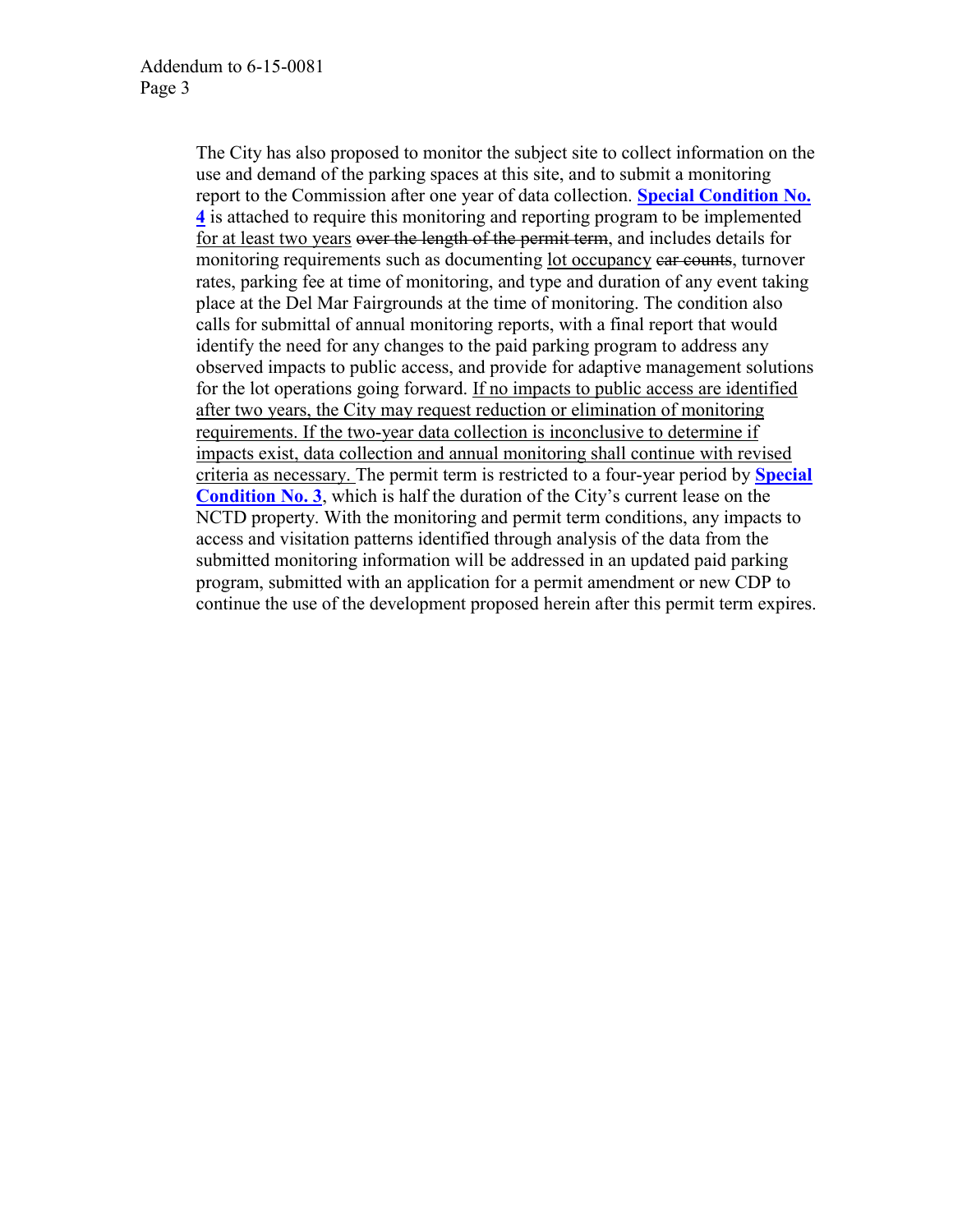The City has also proposed to monitor the subject site to collect information on the use and demand of the parking spaces at this site, and to submit a monitoring report to the Commission after one year of data collection. **Special Condition No. 4** is attached to require this monitoring and reporting program to be implemented <u>for at least two years</u> ~~over the length of the permit term~~, and includes details for monitoring requirements such as documenting <u>lot occupancy</u> ~~car counts~~, turnover rates, parking fee at time of monitoring, and type and duration of any event taking place at the Del Mar Fairgrounds at the time of monitoring. The condition also calls for submittal of annual monitoring reports, with a final report that would identify the need for any changes to the paid parking program to address any observed impacts to public access, and provide for adaptive management solutions for the lot operations going forward. <u>If no impacts to public access are identified after two years, the City may request reduction or elimination of monitoring requirements. If the two-year data collection is inconclusive to determine if impacts exist, data collection and annual monitoring shall continue with revised criteria as necessary.</u> The permit term is restricted to a four-year period by **Special Condition No. 3**, which is half the duration of the City's current lease on the NCTD property. With the monitoring and permit term conditions, any impacts to access and visitation patterns identified through analysis of the data from the submitted monitoring information will be addressed in an updated paid parking program, submitted with an application for a permit amendment or new CDP to continue the use of the development proposed herein after this permit term expires.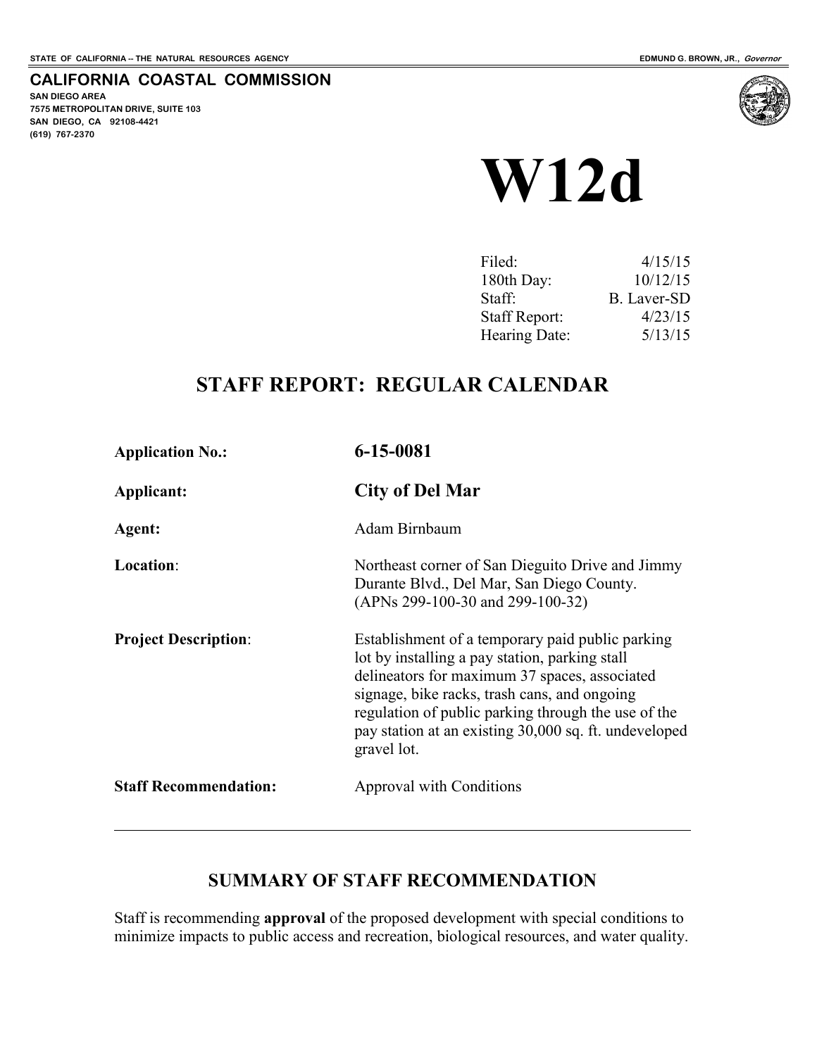STATE OF CALIFORNIA -- THE NATURAL RESOURCES AGENCY

EDMUND G. BROWN, JR., *Governor*

**CALIFORNIA COASTAL COMMISSION**

SAN DIEGO AREA
7575 METROPOLITAN DRIVE, SUITE 103
SAN DIEGO, CA 92108-4421
(619) 767-2370

# W12d

| | |
|---|---|
| Filed: | 4/15/15 |
| 180th Day: | 10/12/15 |
| Staff: | B. Laver-SD |
| Staff Report: | 4/23/15 |
| Hearing Date: | 5/13/15 |

## STAFF REPORT: REGULAR CALENDAR

| | |
|---|---|
| **Application No.:** | **6-15-0081** |
| **Applicant:** | **City of Del Mar** |
| **Agent:** | Adam Birnbaum |
| **Location**: | Northeast corner of San Dieguito Drive and Jimmy Durante Blvd., Del Mar, San Diego County. (APNs 299-100-30 and 299-100-32) |
| **Project Description**: | Establishment of a temporary paid public parking lot by installing a pay station, parking stall delineators for maximum 37 spaces, associated signage, bike racks, trash cans, and ongoing regulation of public parking through the use of the pay station at an existing 30,000 sq. ft. undeveloped gravel lot. |
| **Staff Recommendation:** | Approval with Conditions |

---

## SUMMARY OF STAFF RECOMMENDATION

Staff is recommending **approval** of the proposed development with special conditions to minimize impacts to public access and recreation, biological resources, and water quality.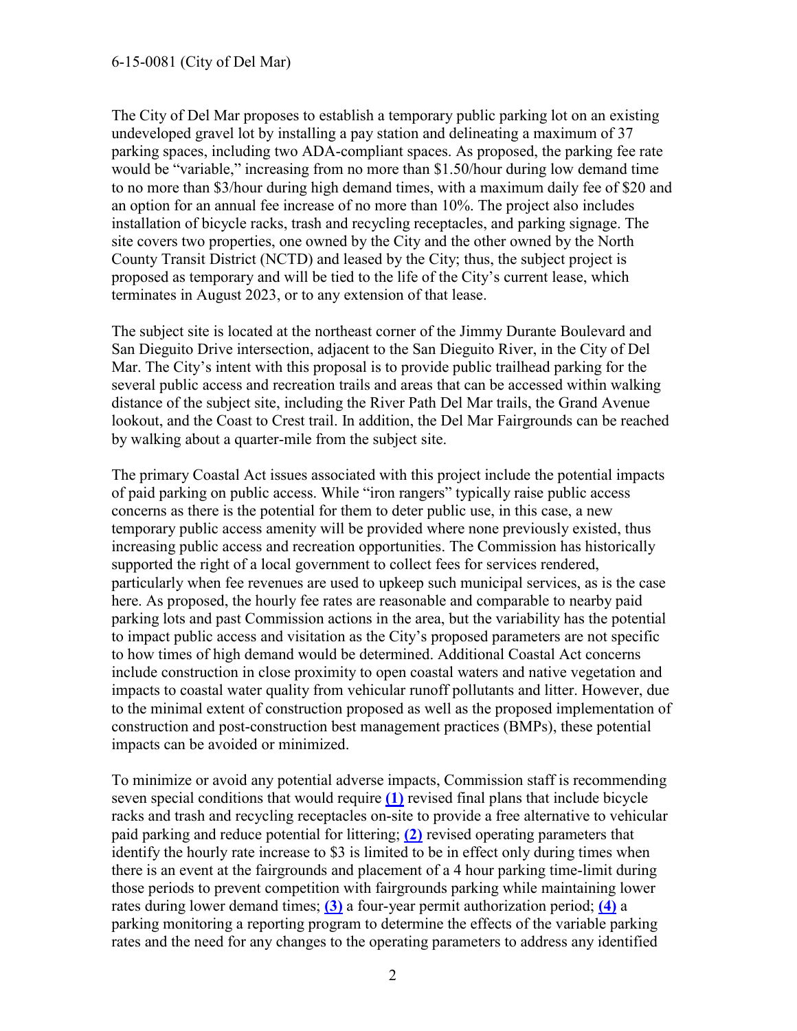The City of Del Mar proposes to establish a temporary public parking lot on an existing undeveloped gravel lot by installing a pay station and delineating a maximum of 37 parking spaces, including two ADA-compliant spaces. As proposed, the parking fee rate would be "variable," increasing from no more than $1.50/hour during low demand time to no more than $3/hour during high demand times, with a maximum daily fee of $20 and an option for an annual fee increase of no more than 10%. The project also includes installation of bicycle racks, trash and recycling receptacles, and parking signage. The site covers two properties, one owned by the City and the other owned by the North County Transit District (NCTD) and leased by the City; thus, the subject project is proposed as temporary and will be tied to the life of the City's current lease, which terminates in August 2023, or to any extension of that lease.

The subject site is located at the northeast corner of the Jimmy Durante Boulevard and San Dieguito Drive intersection, adjacent to the San Dieguito River, in the City of Del Mar. The City's intent with this proposal is to provide public trailhead parking for the several public access and recreation trails and areas that can be accessed within walking distance of the subject site, including the River Path Del Mar trails, the Grand Avenue lookout, and the Coast to Crest trail. In addition, the Del Mar Fairgrounds can be reached by walking about a quarter-mile from the subject site.

The primary Coastal Act issues associated with this project include the potential impacts of paid parking on public access. While "iron rangers" typically raise public access concerns as there is the potential for them to deter public use, in this case, a new temporary public access amenity will be provided where none previously existed, thus increasing public access and recreation opportunities. The Commission has historically supported the right of a local government to collect fees for services rendered, particularly when fee revenues are used to upkeep such municipal services, as is the case here. As proposed, the hourly fee rates are reasonable and comparable to nearby paid parking lots and past Commission actions in the area, but the variability has the potential to impact public access and visitation as the City's proposed parameters are not specific to how times of high demand would be determined. Additional Coastal Act concerns include construction in close proximity to open coastal waters and native vegetation and impacts to coastal water quality from vehicular runoff pollutants and litter. However, due to the minimal extent of construction proposed as well as the proposed implementation of construction and post-construction best management practices (BMPs), these potential impacts can be avoided or minimized.

To minimize or avoid any potential adverse impacts, Commission staff is recommending seven special conditions that would require **(1)** revised final plans that include bicycle racks and trash and recycling receptacles on-site to provide a free alternative to vehicular paid parking and reduce potential for littering; **(2)** revised operating parameters that identify the hourly rate increase to $3 is limited to be in effect only during times when there is an event at the fairgrounds and placement of a 4 hour parking time-limit during those periods to prevent competition with fairgrounds parking while maintaining lower rates during lower demand times; **(3)** a four-year permit authorization period; **(4)** a parking monitoring a reporting program to determine the effects of the variable parking rates and the need for any changes to the operating parameters to address any identified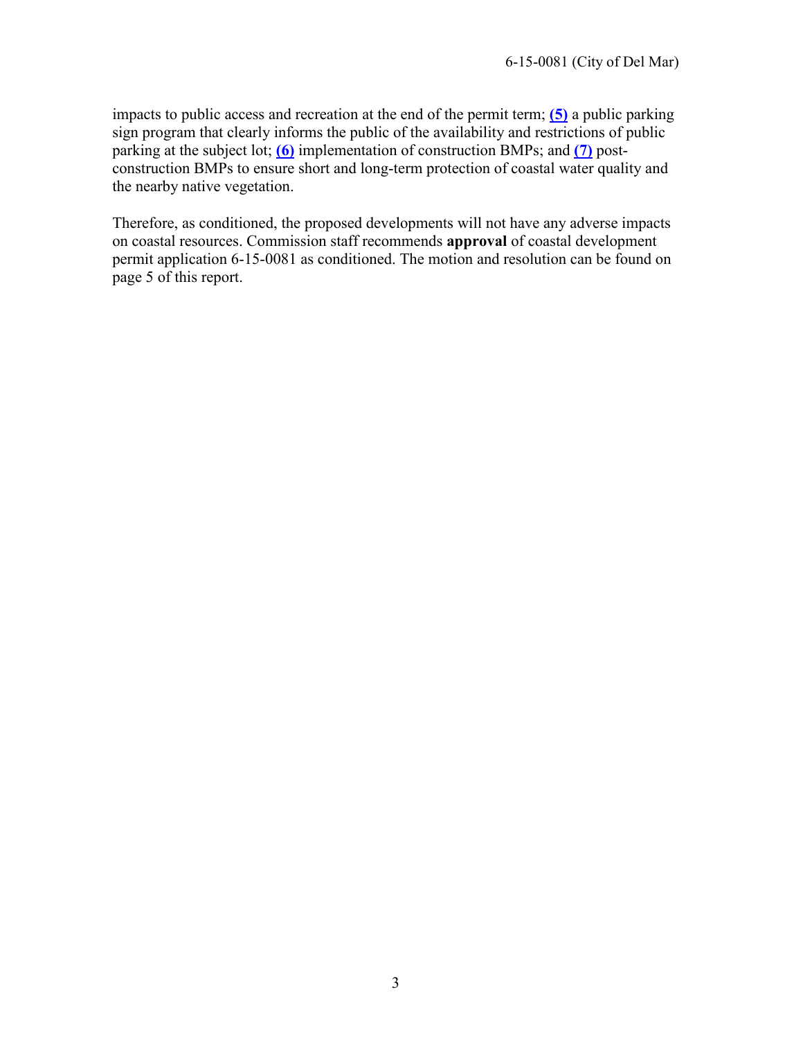impacts to public access and recreation at the end of the permit term; **(5)** a public parking sign program that clearly informs the public of the availability and restrictions of public parking at the subject lot; **(6)** implementation of construction BMPs; and **(7)** post-construction BMPs to ensure short and long-term protection of coastal water quality and the nearby native vegetation.

Therefore, as conditioned, the proposed developments will not have any adverse impacts on coastal resources. Commission staff recommends **approval** of coastal development permit application 6-15-0081 as conditioned. The motion and resolution can be found on page 5 of this report.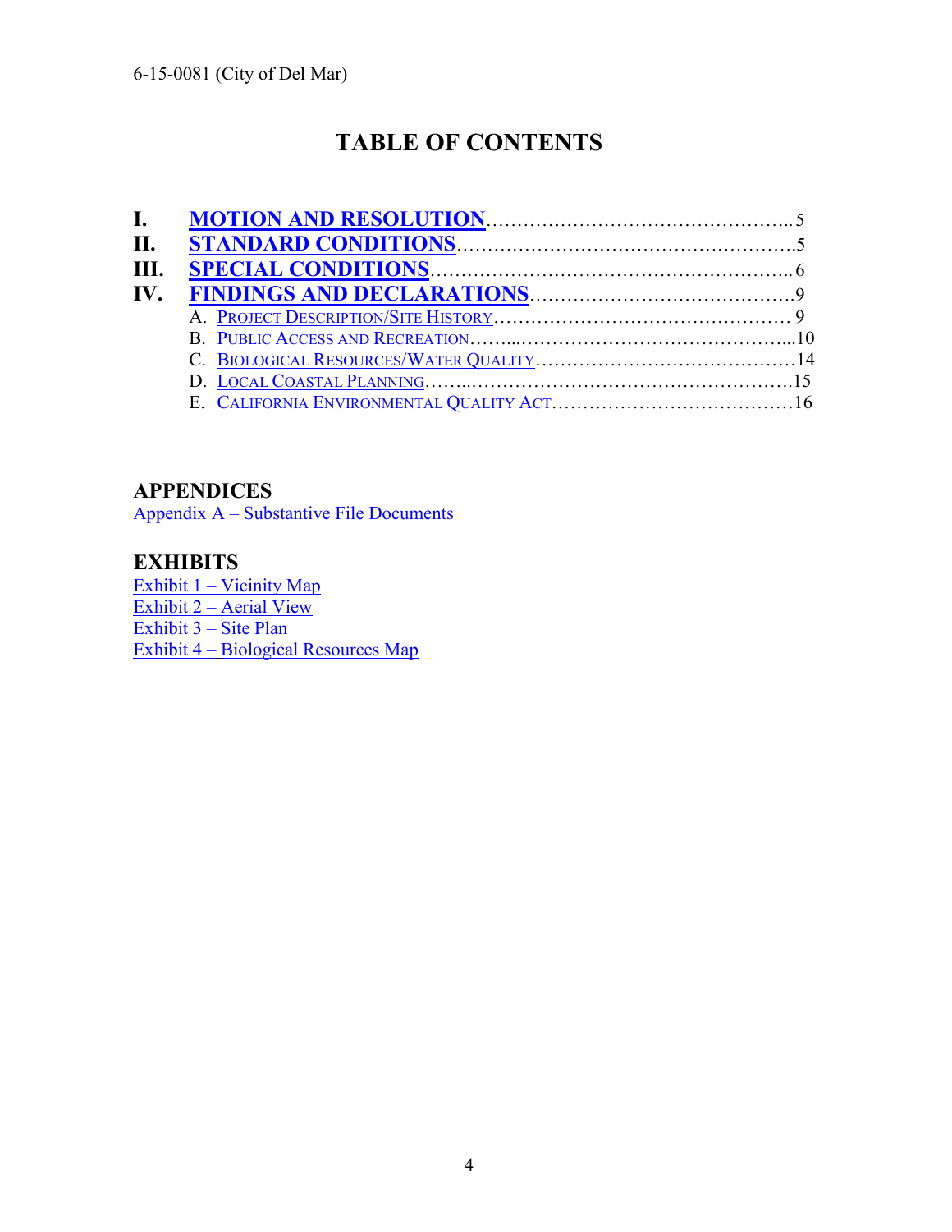# TABLE OF CONTENTS

- **I. MOTION AND RESOLUTION**..................................................5
- **II. STANDARD CONDITIONS**......................................................5
- **III. SPECIAL CONDITIONS**........................................................6
- **IV. FINDINGS AND DECLARATIONS**...........................................9
  - A. PROJECT DESCRIPTION/SITE HISTORY................................................9
  - B. PUBLIC ACCESS AND RECREATION....................................................10
  - C. BIOLOGICAL RESOURCES/WATER QUALITY.........................................14
  - D. LOCAL COASTAL PLANNING...............................................................15
  - E. CALIFORNIA ENVIRONMENTAL QUALITY ACT........................................16

## APPENDICES

Appendix A – Substantive File Documents

## EXHIBITS

Exhibit 1 – Vicinity Map
Exhibit 2 – Aerial View
Exhibit 3 – Site Plan
Exhibit 4 – Biological Resources Map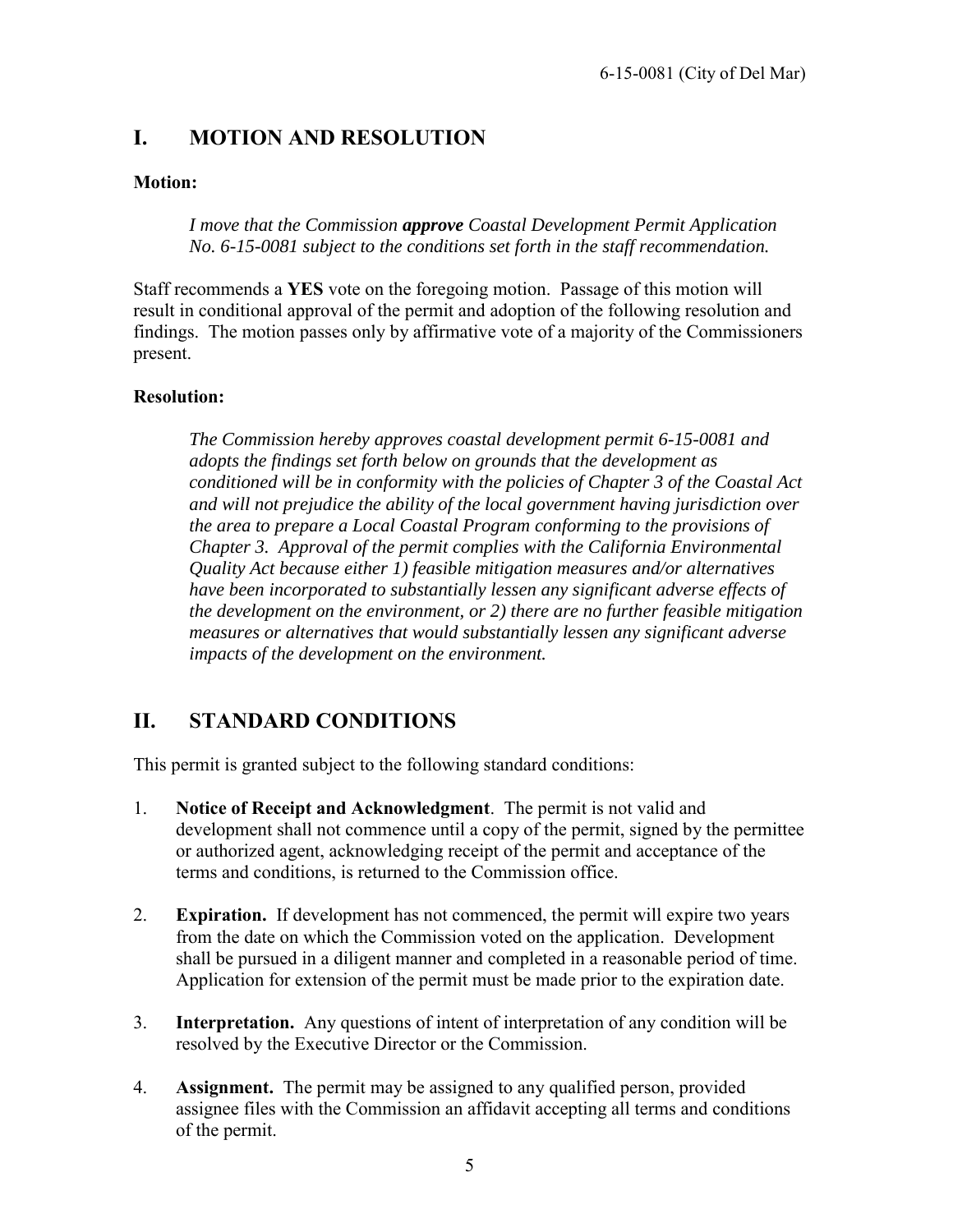## I. MOTION AND RESOLUTION

**Motion:**

> *I move that the Commission **approve** Coastal Development Permit Application No. 6-15-0081 subject to the conditions set forth in the staff recommendation.*

Staff recommends a **YES** vote on the foregoing motion. Passage of this motion will result in conditional approval of the permit and adoption of the following resolution and findings. The motion passes only by affirmative vote of a majority of the Commissioners present.

**Resolution:**

> *The Commission hereby approves coastal development permit 6-15-0081 and adopts the findings set forth below on grounds that the development as conditioned will be in conformity with the policies of Chapter 3 of the Coastal Act and will not prejudice the ability of the local government having jurisdiction over the area to prepare a Local Coastal Program conforming to the provisions of Chapter 3. Approval of the permit complies with the California Environmental Quality Act because either 1) feasible mitigation measures and/or alternatives have been incorporated to substantially lessen any significant adverse effects of the development on the environment, or 2) there are no further feasible mitigation measures or alternatives that would substantially lessen any significant adverse impacts of the development on the environment.*

## II. STANDARD CONDITIONS

This permit is granted subject to the following standard conditions:

1. **Notice of Receipt and Acknowledgment**. The permit is not valid and development shall not commence until a copy of the permit, signed by the permittee or authorized agent, acknowledging receipt of the permit and acceptance of the terms and conditions, is returned to the Commission office.

2. **Expiration.** If development has not commenced, the permit will expire two years from the date on which the Commission voted on the application. Development shall be pursued in a diligent manner and completed in a reasonable period of time. Application for extension of the permit must be made prior to the expiration date.

3. **Interpretation.** Any questions of intent of interpretation of any condition will be resolved by the Executive Director or the Commission.

4. **Assignment.** The permit may be assigned to any qualified person, provided assignee files with the Commission an affidavit accepting all terms and conditions of the permit.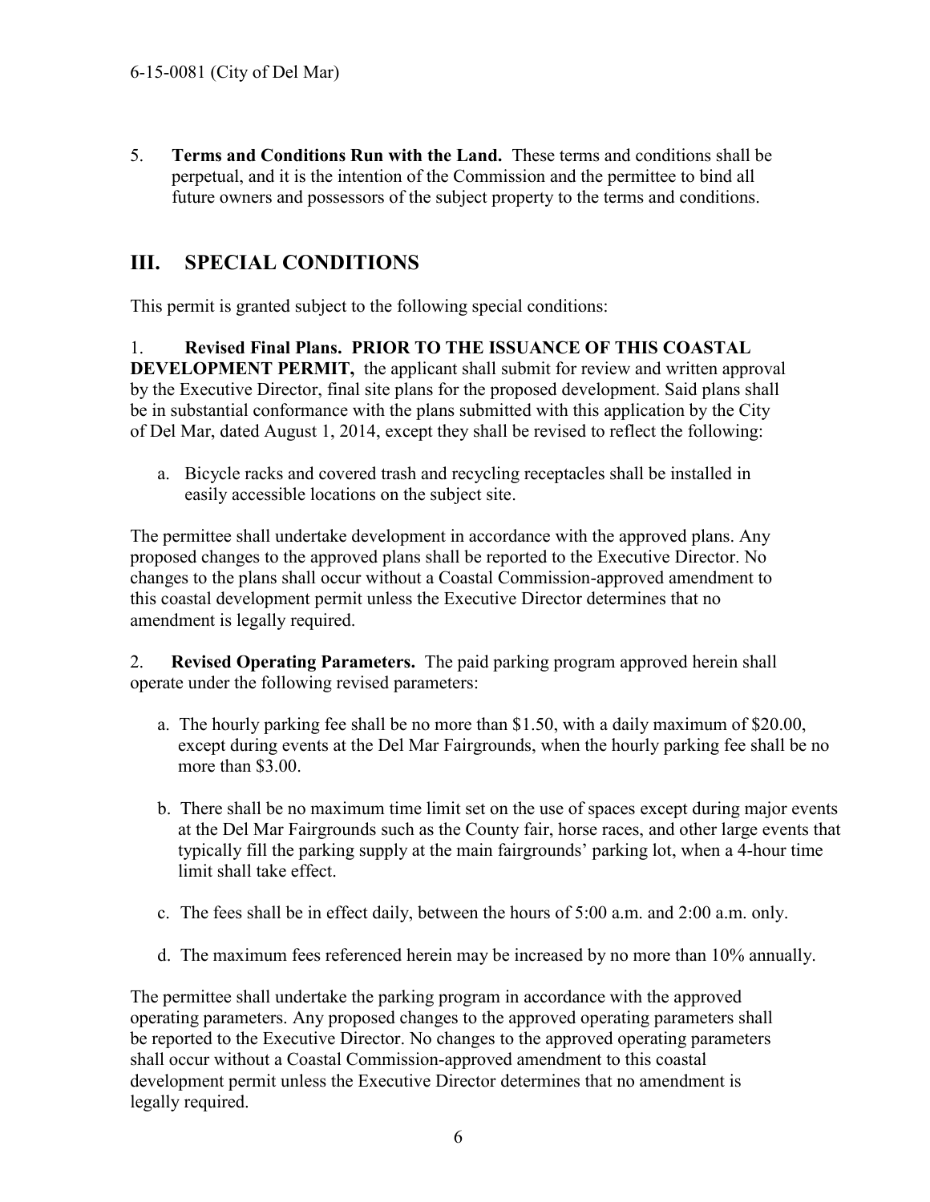5. **Terms and Conditions Run with the Land.** These terms and conditions shall be perpetual, and it is the intention of the Commission and the permittee to bind all future owners and possessors of the subject property to the terms and conditions.

## III. SPECIAL CONDITIONS

This permit is granted subject to the following special conditions:

1. **Revised Final Plans. PRIOR TO THE ISSUANCE OF THIS COASTAL DEVELOPMENT PERMIT,** the applicant shall submit for review and written approval by the Executive Director, final site plans for the proposed development. Said plans shall be in substantial conformance with the plans submitted with this application by the City of Del Mar, dated August 1, 2014, except they shall be revised to reflect the following:

   a. Bicycle racks and covered trash and recycling receptacles shall be installed in easily accessible locations on the subject site.

The permittee shall undertake development in accordance with the approved plans. Any proposed changes to the approved plans shall be reported to the Executive Director. No changes to the plans shall occur without a Coastal Commission-approved amendment to this coastal development permit unless the Executive Director determines that no amendment is legally required.

2. **Revised Operating Parameters.** The paid parking program approved herein shall operate under the following revised parameters:

   a. The hourly parking fee shall be no more than $1.50, with a daily maximum of $20.00, except during events at the Del Mar Fairgrounds, when the hourly parking fee shall be no more than $3.00.

   b. There shall be no maximum time limit set on the use of spaces except during major events at the Del Mar Fairgrounds such as the County fair, horse races, and other large events that typically fill the parking supply at the main fairgrounds' parking lot, when a 4-hour time limit shall take effect.

   c. The fees shall be in effect daily, between the hours of 5:00 a.m. and 2:00 a.m. only.

   d. The maximum fees referenced herein may be increased by no more than 10% annually.

The permittee shall undertake the parking program in accordance with the approved operating parameters. Any proposed changes to the approved operating parameters shall be reported to the Executive Director. No changes to the approved operating parameters shall occur without a Coastal Commission-approved amendment to this coastal development permit unless the Executive Director determines that no amendment is legally required.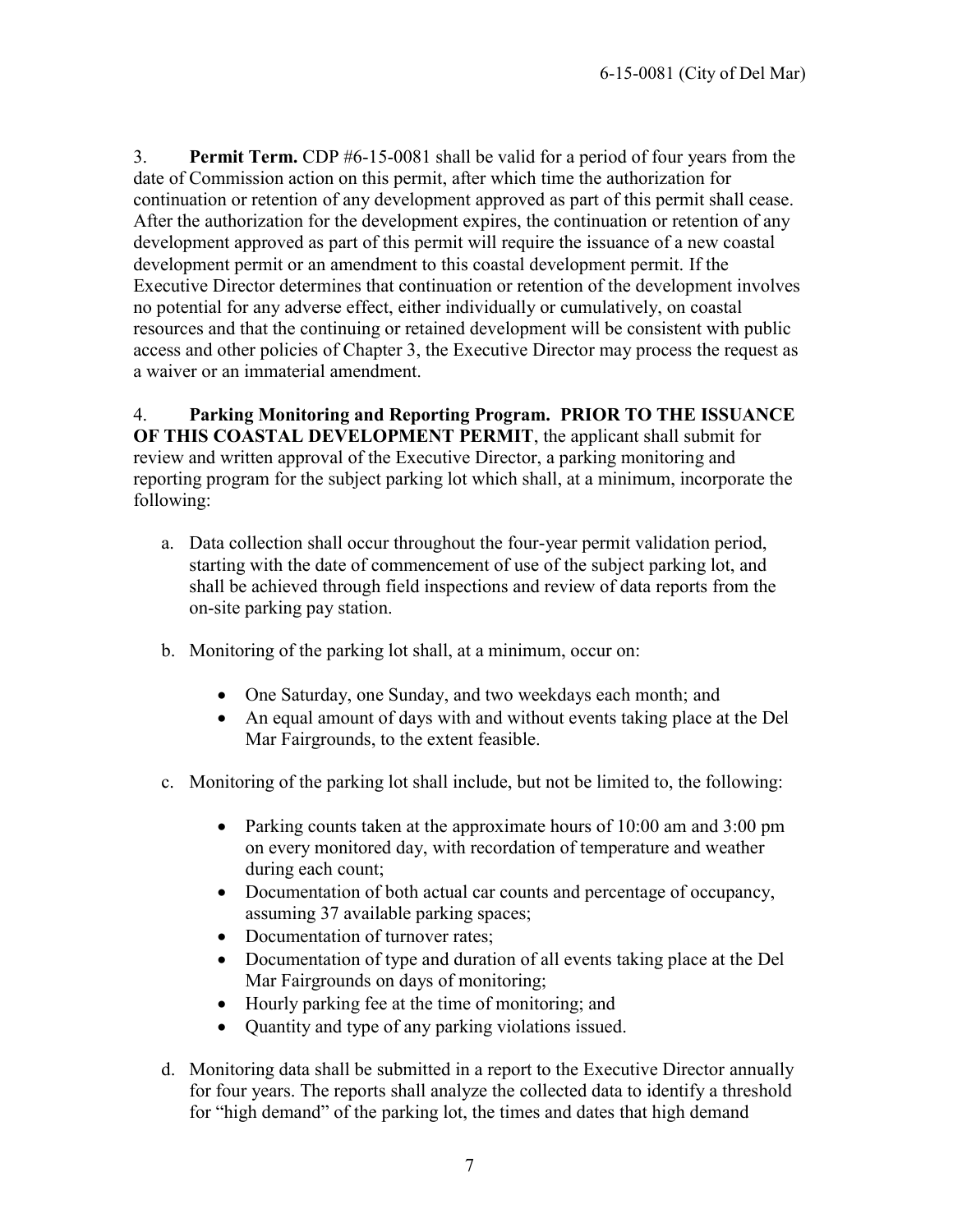3. **Permit Term.** CDP #6-15-0081 shall be valid for a period of four years from the date of Commission action on this permit, after which time the authorization for continuation or retention of any development approved as part of this permit shall cease. After the authorization for the development expires, the continuation or retention of any development approved as part of this permit will require the issuance of a new coastal development permit or an amendment to this coastal development permit. If the Executive Director determines that continuation or retention of the development involves no potential for any adverse effect, either individually or cumulatively, on coastal resources and that the continuing or retained development will be consistent with public access and other policies of Chapter 3, the Executive Director may process the request as a waiver or an immaterial amendment.

4. **Parking Monitoring and Reporting Program. PRIOR TO THE ISSUANCE OF THIS COASTAL DEVELOPMENT PERMIT**, the applicant shall submit for review and written approval of the Executive Director, a parking monitoring and reporting program for the subject parking lot which shall, at a minimum, incorporate the following:

a. Data collection shall occur throughout the four-year permit validation period, starting with the date of commencement of use of the subject parking lot, and shall be achieved through field inspections and review of data reports from the on-site parking pay station.

b. Monitoring of the parking lot shall, at a minimum, occur on:

- One Saturday, one Sunday, and two weekdays each month; and
- An equal amount of days with and without events taking place at the Del Mar Fairgrounds, to the extent feasible.

c. Monitoring of the parking lot shall include, but not be limited to, the following:

- Parking counts taken at the approximate hours of 10:00 am and 3:00 pm on every monitored day, with recordation of temperature and weather during each count;
- Documentation of both actual car counts and percentage of occupancy, assuming 37 available parking spaces;
- Documentation of turnover rates;
- Documentation of type and duration of all events taking place at the Del Mar Fairgrounds on days of monitoring;
- Hourly parking fee at the time of monitoring; and
- Quantity and type of any parking violations issued.

d. Monitoring data shall be submitted in a report to the Executive Director annually for four years. The reports shall analyze the collected data to identify a threshold for "high demand" of the parking lot, the times and dates that high demand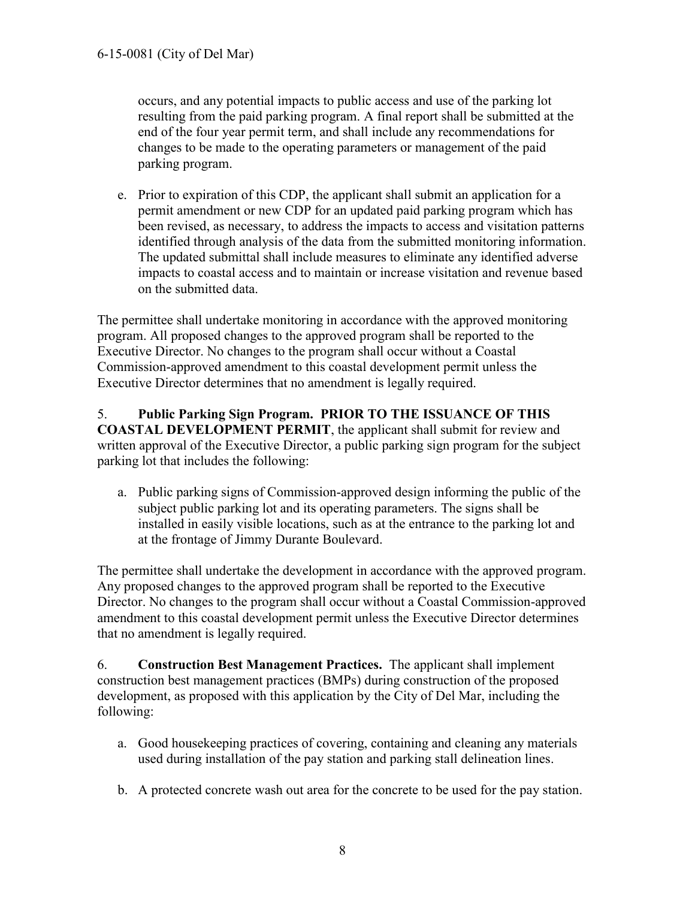occurs, and any potential impacts to public access and use of the parking lot resulting from the paid parking program. A final report shall be submitted at the end of the four year permit term, and shall include any recommendations for changes to be made to the operating parameters or management of the paid parking program.

e. Prior to expiration of this CDP, the applicant shall submit an application for a permit amendment or new CDP for an updated paid parking program which has been revised, as necessary, to address the impacts to access and visitation patterns identified through analysis of the data from the submitted monitoring information. The updated submittal shall include measures to eliminate any identified adverse impacts to coastal access and to maintain or increase visitation and revenue based on the submitted data.

The permittee shall undertake monitoring in accordance with the approved monitoring program. All proposed changes to the approved program shall be reported to the Executive Director. No changes to the program shall occur without a Coastal Commission-approved amendment to this coastal development permit unless the Executive Director determines that no amendment is legally required.

5. **Public Parking Sign Program. PRIOR TO THE ISSUANCE OF THIS COASTAL DEVELOPMENT PERMIT**, the applicant shall submit for review and written approval of the Executive Director, a public parking sign program for the subject parking lot that includes the following:

a. Public parking signs of Commission-approved design informing the public of the subject public parking lot and its operating parameters. The signs shall be installed in easily visible locations, such as at the entrance to the parking lot and at the frontage of Jimmy Durante Boulevard.

The permittee shall undertake the development in accordance with the approved program. Any proposed changes to the approved program shall be reported to the Executive Director. No changes to the program shall occur without a Coastal Commission-approved amendment to this coastal development permit unless the Executive Director determines that no amendment is legally required.

6. **Construction Best Management Practices.** The applicant shall implement construction best management practices (BMPs) during construction of the proposed development, as proposed with this application by the City of Del Mar, including the following:

a. Good housekeeping practices of covering, containing and cleaning any materials used during installation of the pay station and parking stall delineation lines.

b. A protected concrete wash out area for the concrete to be used for the pay station.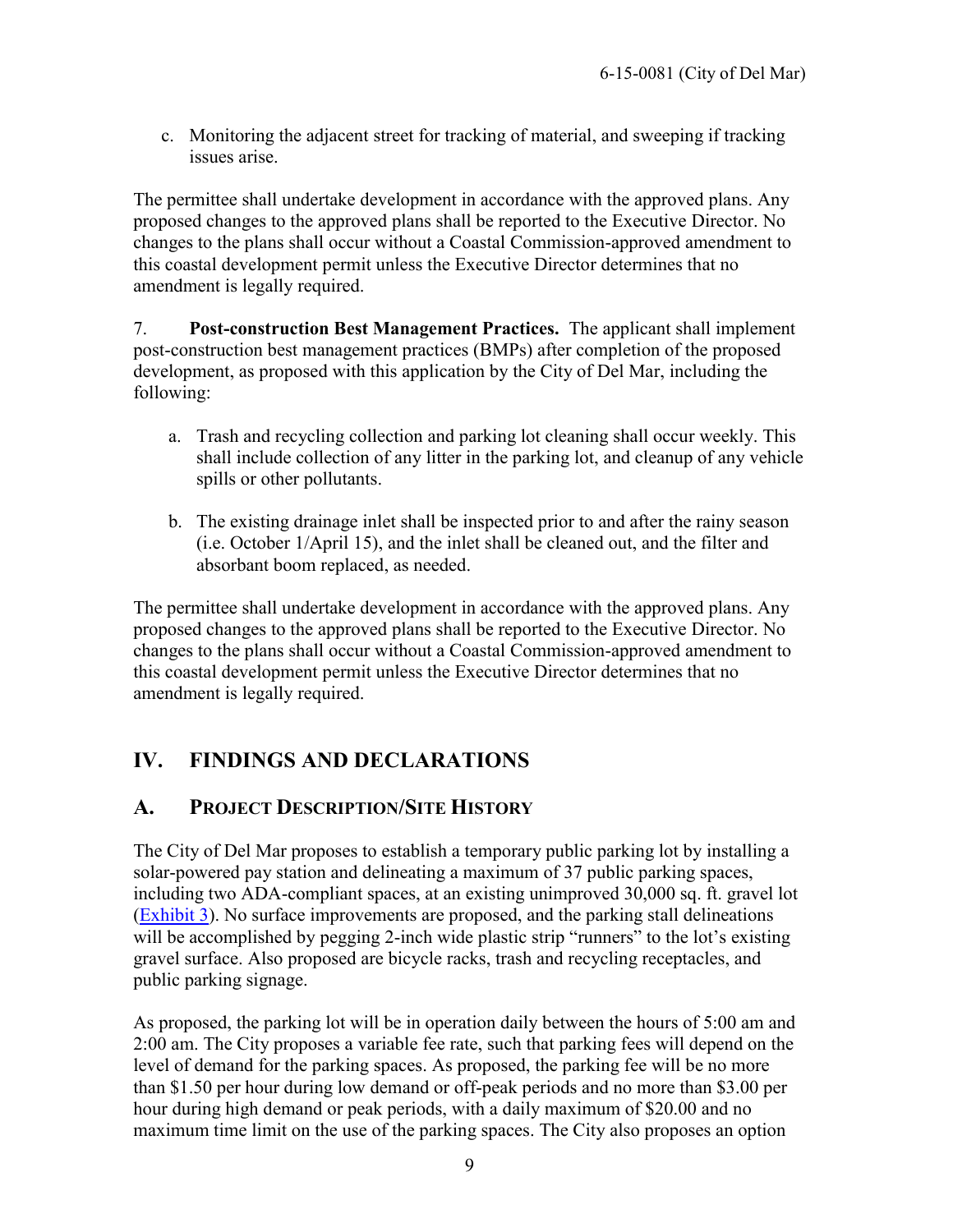c. Monitoring the adjacent street for tracking of material, and sweeping if tracking issues arise.

The permittee shall undertake development in accordance with the approved plans. Any proposed changes to the approved plans shall be reported to the Executive Director. No changes to the plans shall occur without a Coastal Commission-approved amendment to this coastal development permit unless the Executive Director determines that no amendment is legally required.

7. **Post-construction Best Management Practices.** The applicant shall implement post-construction best management practices (BMPs) after completion of the proposed development, as proposed with this application by the City of Del Mar, including the following:

a. Trash and recycling collection and parking lot cleaning shall occur weekly. This shall include collection of any litter in the parking lot, and cleanup of any vehicle spills or other pollutants.

b. The existing drainage inlet shall be inspected prior to and after the rainy season (i.e. October 1/April 15), and the inlet shall be cleaned out, and the filter and absorbant boom replaced, as needed.

The permittee shall undertake development in accordance with the approved plans. Any proposed changes to the approved plans shall be reported to the Executive Director. No changes to the plans shall occur without a Coastal Commission-approved amendment to this coastal development permit unless the Executive Director determines that no amendment is legally required.

# IV. FINDINGS AND DECLARATIONS

## A. PROJECT DESCRIPTION/SITE HISTORY

The City of Del Mar proposes to establish a temporary public parking lot by installing a solar-powered pay station and delineating a maximum of 37 public parking spaces, including two ADA-compliant spaces, at an existing unimproved 30,000 sq. ft. gravel lot (Exhibit 3). No surface improvements are proposed, and the parking stall delineations will be accomplished by pegging 2-inch wide plastic strip "runners" to the lot's existing gravel surface. Also proposed are bicycle racks, trash and recycling receptacles, and public parking signage.

As proposed, the parking lot will be in operation daily between the hours of 5:00 am and 2:00 am. The City proposes a variable fee rate, such that parking fees will depend on the level of demand for the parking spaces. As proposed, the parking fee will be no more than $1.50 per hour during low demand or off-peak periods and no more than $3.00 per hour during high demand or peak periods, with a daily maximum of $20.00 and no maximum time limit on the use of the parking spaces. The City also proposes an option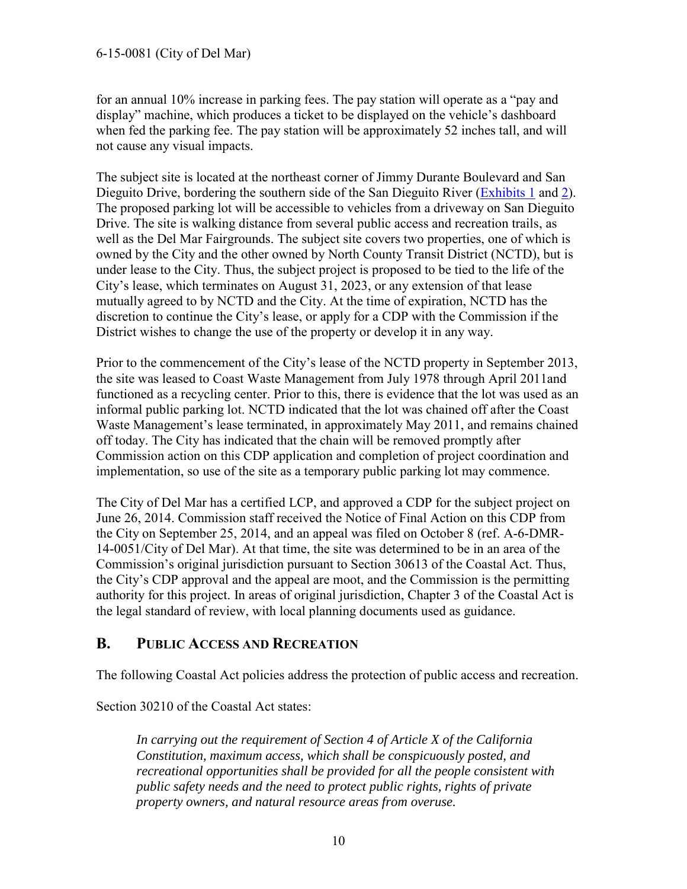for an annual 10% increase in parking fees. The pay station will operate as a "pay and display" machine, which produces a ticket to be displayed on the vehicle's dashboard when fed the parking fee. The pay station will be approximately 52 inches tall, and will not cause any visual impacts.

The subject site is located at the northeast corner of Jimmy Durante Boulevard and San Dieguito Drive, bordering the southern side of the San Dieguito River (Exhibits 1 and 2). The proposed parking lot will be accessible to vehicles from a driveway on San Dieguito Drive. The site is walking distance from several public access and recreation trails, as well as the Del Mar Fairgrounds. The subject site covers two properties, one of which is owned by the City and the other owned by North County Transit District (NCTD), but is under lease to the City. Thus, the subject project is proposed to be tied to the life of the City's lease, which terminates on August 31, 2023, or any extension of that lease mutually agreed to by NCTD and the City. At the time of expiration, NCTD has the discretion to continue the City's lease, or apply for a CDP with the Commission if the District wishes to change the use of the property or develop it in any way.

Prior to the commencement of the City's lease of the NCTD property in September 2013, the site was leased to Coast Waste Management from July 1978 through April 2011and functioned as a recycling center. Prior to this, there is evidence that the lot was used as an informal public parking lot. NCTD indicated that the lot was chained off after the Coast Waste Management's lease terminated, in approximately May 2011, and remains chained off today. The City has indicated that the chain will be removed promptly after Commission action on this CDP application and completion of project coordination and implementation, so use of the site as a temporary public parking lot may commence.

The City of Del Mar has a certified LCP, and approved a CDP for the subject project on June 26, 2014. Commission staff received the Notice of Final Action on this CDP from the City on September 25, 2014, and an appeal was filed on October 8 (ref. A-6-DMR-14-0051/City of Del Mar). At that time, the site was determined to be in an area of the Commission's original jurisdiction pursuant to Section 30613 of the Coastal Act. Thus, the City's CDP approval and the appeal are moot, and the Commission is the permitting authority for this project. In areas of original jurisdiction, Chapter 3 of the Coastal Act is the legal standard of review, with local planning documents used as guidance.

## B. PUBLIC ACCESS AND RECREATION

The following Coastal Act policies address the protection of public access and recreation.

Section 30210 of the Coastal Act states:

> *In carrying out the requirement of Section 4 of Article X of the California Constitution, maximum access, which shall be conspicuously posted, and recreational opportunities shall be provided for all the people consistent with public safety needs and the need to protect public rights, rights of private property owners, and natural resource areas from overuse.*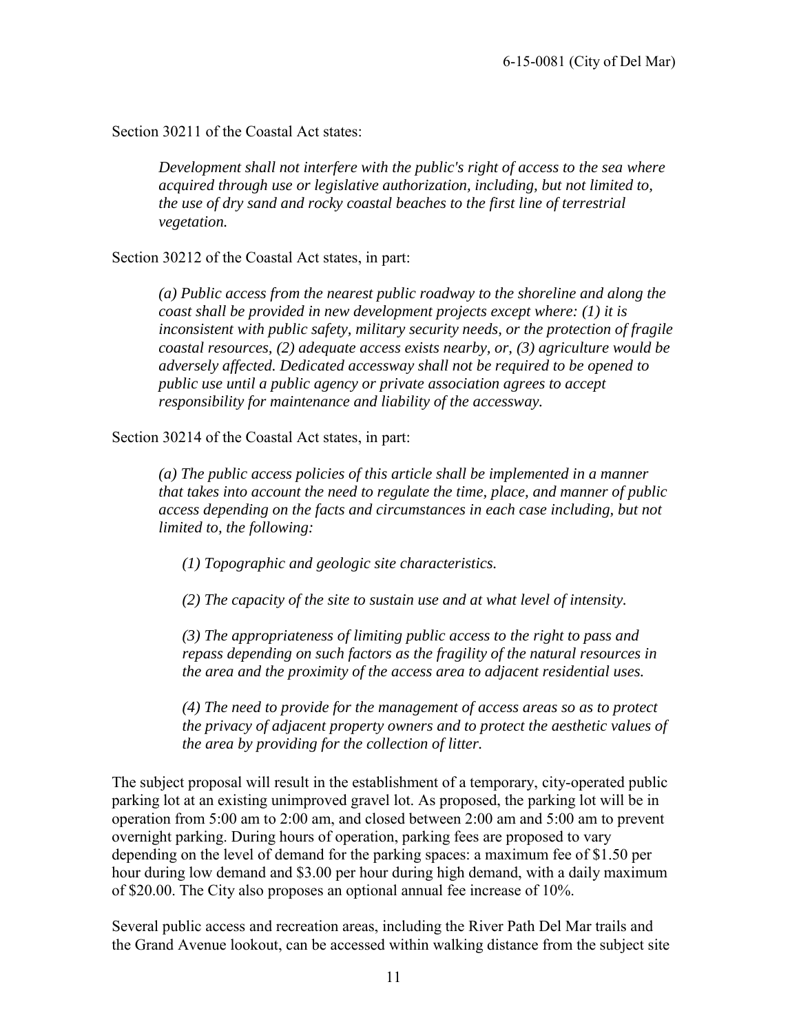Section 30211 of the Coastal Act states:

> *Development shall not interfere with the public's right of access to the sea where acquired through use or legislative authorization, including, but not limited to, the use of dry sand and rocky coastal beaches to the first line of terrestrial vegetation.*

Section 30212 of the Coastal Act states, in part:

> *(a) Public access from the nearest public roadway to the shoreline and along the coast shall be provided in new development projects except where: (1) it is inconsistent with public safety, military security needs, or the protection of fragile coastal resources, (2) adequate access exists nearby, or, (3) agriculture would be adversely affected. Dedicated accessway shall not be required to be opened to public use until a public agency or private association agrees to accept responsibility for maintenance and liability of the accessway.*

Section 30214 of the Coastal Act states, in part:

> *(a) The public access policies of this article shall be implemented in a manner that takes into account the need to regulate the time, place, and manner of public access depending on the facts and circumstances in each case including, but not limited to, the following:*
>
> > *(1) Topographic and geologic site characteristics.*
> >
> > *(2) The capacity of the site to sustain use and at what level of intensity.*
> >
> > *(3) The appropriateness of limiting public access to the right to pass and repass depending on such factors as the fragility of the natural resources in the area and the proximity of the access area to adjacent residential uses.*
> >
> > *(4) The need to provide for the management of access areas so as to protect the privacy of adjacent property owners and to protect the aesthetic values of the area by providing for the collection of litter.*

The subject proposal will result in the establishment of a temporary, city-operated public parking lot at an existing unimproved gravel lot. As proposed, the parking lot will be in operation from 5:00 am to 2:00 am, and closed between 2:00 am and 5:00 am to prevent overnight parking. During hours of operation, parking fees are proposed to vary depending on the level of demand for the parking spaces: a maximum fee of $1.50 per hour during low demand and $3.00 per hour during high demand, with a daily maximum of $20.00. The City also proposes an optional annual fee increase of 10%.

Several public access and recreation areas, including the River Path Del Mar trails and the Grand Avenue lookout, can be accessed within walking distance from the subject site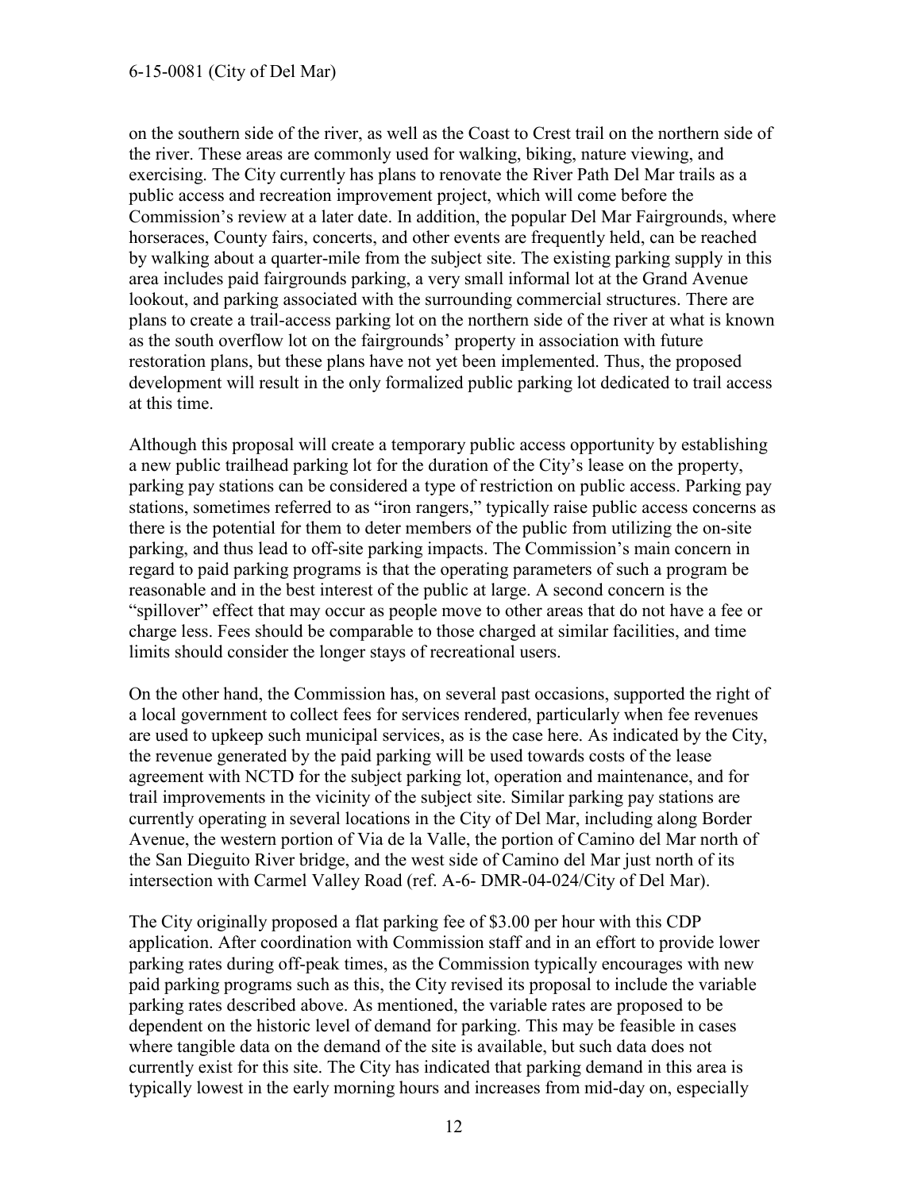on the southern side of the river, as well as the Coast to Crest trail on the northern side of the river. These areas are commonly used for walking, biking, nature viewing, and exercising. The City currently has plans to renovate the River Path Del Mar trails as a public access and recreation improvement project, which will come before the Commission's review at a later date. In addition, the popular Del Mar Fairgrounds, where horseraces, County fairs, concerts, and other events are frequently held, can be reached by walking about a quarter-mile from the subject site. The existing parking supply in this area includes paid fairgrounds parking, a very small informal lot at the Grand Avenue lookout, and parking associated with the surrounding commercial structures. There are plans to create a trail-access parking lot on the northern side of the river at what is known as the south overflow lot on the fairgrounds' property in association with future restoration plans, but these plans have not yet been implemented. Thus, the proposed development will result in the only formalized public parking lot dedicated to trail access at this time.

Although this proposal will create a temporary public access opportunity by establishing a new public trailhead parking lot for the duration of the City's lease on the property, parking pay stations can be considered a type of restriction on public access. Parking pay stations, sometimes referred to as "iron rangers," typically raise public access concerns as there is the potential for them to deter members of the public from utilizing the on-site parking, and thus lead to off-site parking impacts. The Commission's main concern in regard to paid parking programs is that the operating parameters of such a program be reasonable and in the best interest of the public at large. A second concern is the "spillover" effect that may occur as people move to other areas that do not have a fee or charge less. Fees should be comparable to those charged at similar facilities, and time limits should consider the longer stays of recreational users.

On the other hand, the Commission has, on several past occasions, supported the right of a local government to collect fees for services rendered, particularly when fee revenues are used to upkeep such municipal services, as is the case here. As indicated by the City, the revenue generated by the paid parking will be used towards costs of the lease agreement with NCTD for the subject parking lot, operation and maintenance, and for trail improvements in the vicinity of the subject site. Similar parking pay stations are currently operating in several locations in the City of Del Mar, including along Border Avenue, the western portion of Via de la Valle, the portion of Camino del Mar north of the San Dieguito River bridge, and the west side of Camino del Mar just north of its intersection with Carmel Valley Road (ref. A-6- DMR-04-024/City of Del Mar).

The City originally proposed a flat parking fee of $3.00 per hour with this CDP application. After coordination with Commission staff and in an effort to provide lower parking rates during off-peak times, as the Commission typically encourages with new paid parking programs such as this, the City revised its proposal to include the variable parking rates described above. As mentioned, the variable rates are proposed to be dependent on the historic level of demand for parking. This may be feasible in cases where tangible data on the demand of the site is available, but such data does not currently exist for this site. The City has indicated that parking demand in this area is typically lowest in the early morning hours and increases from mid-day on, especially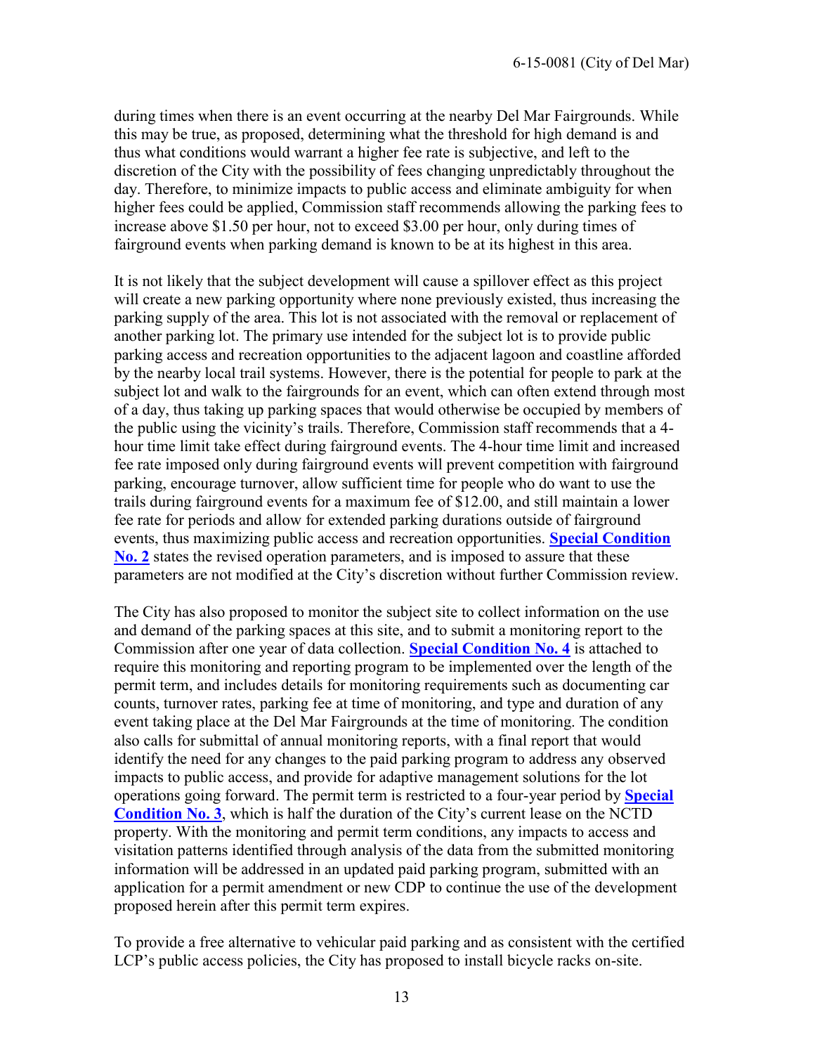during times when there is an event occurring at the nearby Del Mar Fairgrounds. While this may be true, as proposed, determining what the threshold for high demand is and thus what conditions would warrant a higher fee rate is subjective, and left to the discretion of the City with the possibility of fees changing unpredictably throughout the day. Therefore, to minimize impacts to public access and eliminate ambiguity for when higher fees could be applied, Commission staff recommends allowing the parking fees to increase above $1.50 per hour, not to exceed $3.00 per hour, only during times of fairground events when parking demand is known to be at its highest in this area.

It is not likely that the subject development will cause a spillover effect as this project will create a new parking opportunity where none previously existed, thus increasing the parking supply of the area. This lot is not associated with the removal or replacement of another parking lot. The primary use intended for the subject lot is to provide public parking access and recreation opportunities to the adjacent lagoon and coastline afforded by the nearby local trail systems. However, there is the potential for people to park at the subject lot and walk to the fairgrounds for an event, which can often extend through most of a day, thus taking up parking spaces that would otherwise be occupied by members of the public using the vicinity's trails. Therefore, Commission staff recommends that a 4-hour time limit take effect during fairground events. The 4-hour time limit and increased fee rate imposed only during fairground events will prevent competition with fairground parking, encourage turnover, allow sufficient time for people who do want to use the trails during fairground events for a maximum fee of $12.00, and still maintain a lower fee rate for periods and allow for extended parking durations outside of fairground events, thus maximizing public access and recreation opportunities. **Special Condition No. 2** states the revised operation parameters, and is imposed to assure that these parameters are not modified at the City's discretion without further Commission review.

The City has also proposed to monitor the subject site to collect information on the use and demand of the parking spaces at this site, and to submit a monitoring report to the Commission after one year of data collection. **Special Condition No. 4** is attached to require this monitoring and reporting program to be implemented over the length of the permit term, and includes details for monitoring requirements such as documenting car counts, turnover rates, parking fee at time of monitoring, and type and duration of any event taking place at the Del Mar Fairgrounds at the time of monitoring. The condition also calls for submittal of annual monitoring reports, with a final report that would identify the need for any changes to the paid parking program to address any observed impacts to public access, and provide for adaptive management solutions for the lot operations going forward. The permit term is restricted to a four-year period by **Special Condition No. 3**, which is half the duration of the City's current lease on the NCTD property. With the monitoring and permit term conditions, any impacts to access and visitation patterns identified through analysis of the data from the submitted monitoring information will be addressed in an updated paid parking program, submitted with an application for a permit amendment or new CDP to continue the use of the development proposed herein after this permit term expires.

To provide a free alternative to vehicular paid parking and as consistent with the certified LCP's public access policies, the City has proposed to install bicycle racks on-site.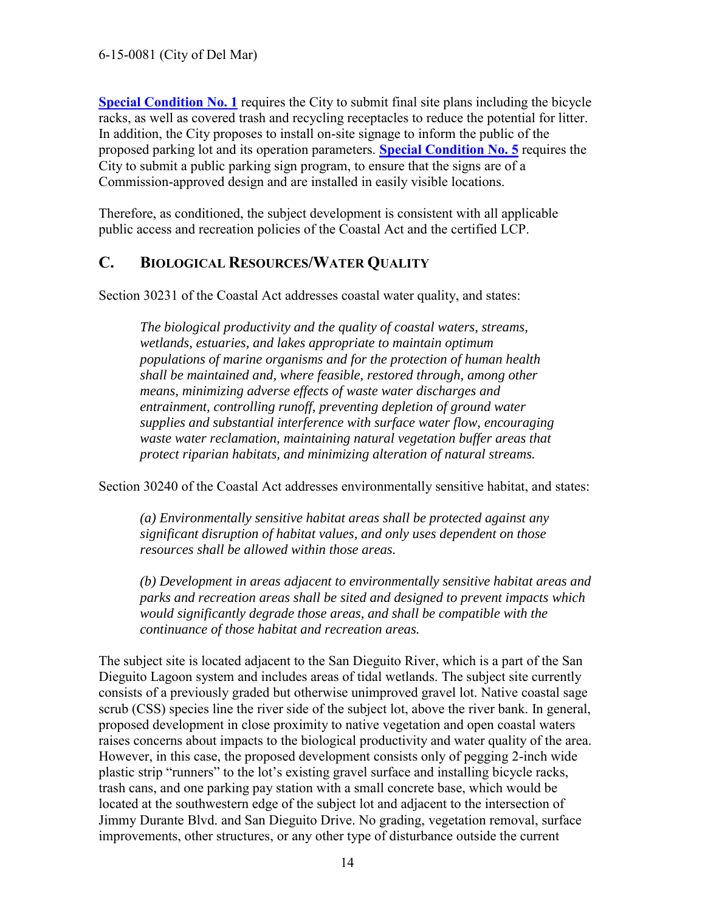**Special Condition No. 1** requires the City to submit final site plans including the bicycle racks, as well as covered trash and recycling receptacles to reduce the potential for litter. In addition, the City proposes to install on-site signage to inform the public of the proposed parking lot and its operation parameters. **Special Condition No. 5** requires the City to submit a public parking sign program, to ensure that the signs are of a Commission-approved design and are installed in easily visible locations.

Therefore, as conditioned, the subject development is consistent with all applicable public access and recreation policies of the Coastal Act and the certified LCP.

## C. BIOLOGICAL RESOURCES/WATER QUALITY

Section 30231 of the Coastal Act addresses coastal water quality, and states:

> *The biological productivity and the quality of coastal waters, streams, wetlands, estuaries, and lakes appropriate to maintain optimum populations of marine organisms and for the protection of human health shall be maintained and, where feasible, restored through, among other means, minimizing adverse effects of waste water discharges and entrainment, controlling runoff, preventing depletion of ground water supplies and substantial interference with surface water flow, encouraging waste water reclamation, maintaining natural vegetation buffer areas that protect riparian habitats, and minimizing alteration of natural streams.*

Section 30240 of the Coastal Act addresses environmentally sensitive habitat, and states:

> *(a) Environmentally sensitive habitat areas shall be protected against any significant disruption of habitat values, and only uses dependent on those resources shall be allowed within those areas.*
>
> *(b) Development in areas adjacent to environmentally sensitive habitat areas and parks and recreation areas shall be sited and designed to prevent impacts which would significantly degrade those areas, and shall be compatible with the continuance of those habitat and recreation areas.*

The subject site is located adjacent to the San Dieguito River, which is a part of the San Dieguito Lagoon system and includes areas of tidal wetlands. The subject site currently consists of a previously graded but otherwise unimproved gravel lot. Native coastal sage scrub (CSS) species line the river side of the subject lot, above the river bank. In general, proposed development in close proximity to native vegetation and open coastal waters raises concerns about impacts to the biological productivity and water quality of the area. However, in this case, the proposed development consists only of pegging 2-inch wide plastic strip "runners" to the lot's existing gravel surface and installing bicycle racks, trash cans, and one parking pay station with a small concrete base, which would be located at the southwestern edge of the subject lot and adjacent to the intersection of Jimmy Durante Blvd. and San Dieguito Drive. No grading, vegetation removal, surface improvements, other structures, or any other type of disturbance outside the current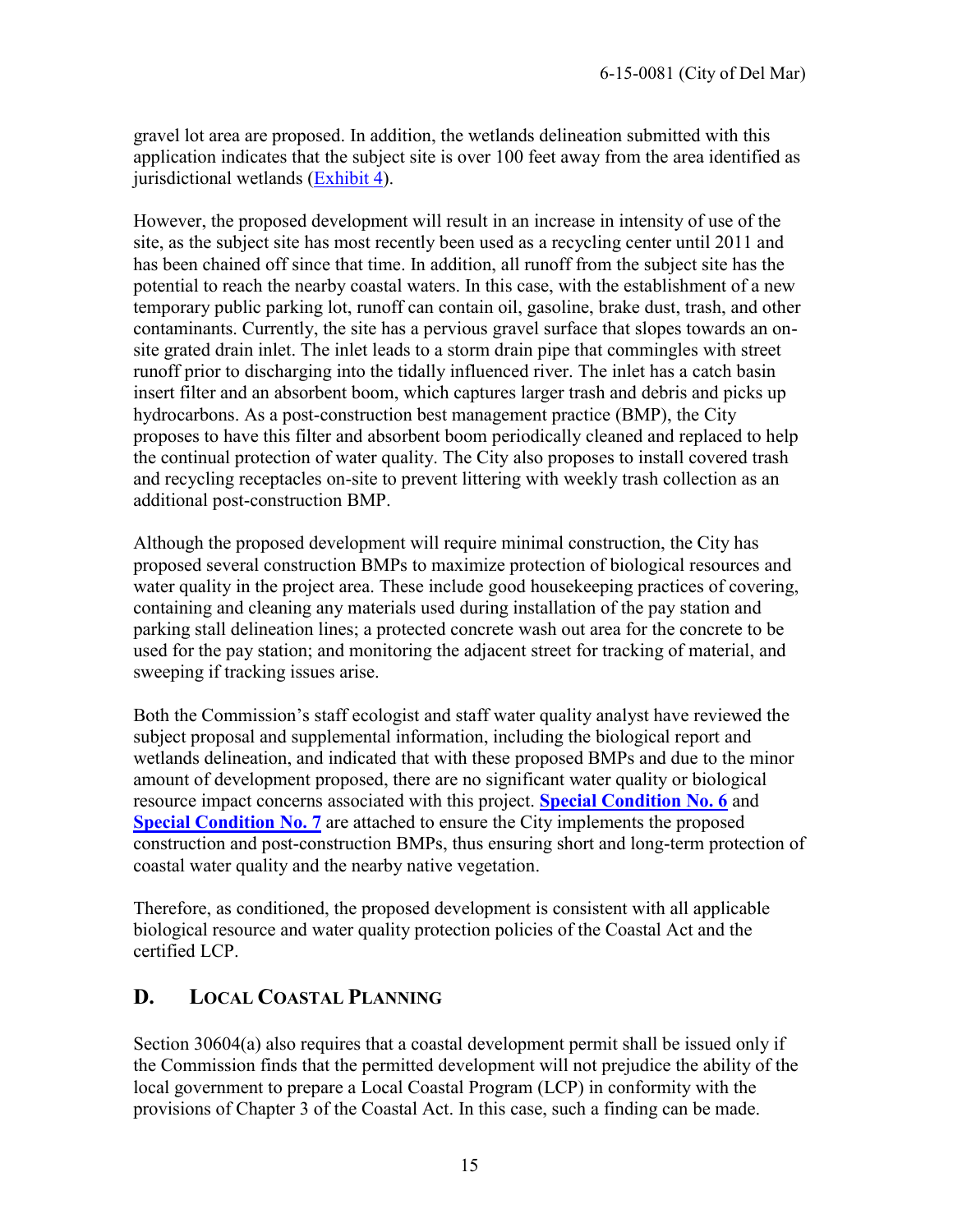gravel lot area are proposed. In addition, the wetlands delineation submitted with this application indicates that the subject site is over 100 feet away from the area identified as jurisdictional wetlands (Exhibit 4).

However, the proposed development will result in an increase in intensity of use of the site, as the subject site has most recently been used as a recycling center until 2011 and has been chained off since that time. In addition, all runoff from the subject site has the potential to reach the nearby coastal waters. In this case, with the establishment of a new temporary public parking lot, runoff can contain oil, gasoline, brake dust, trash, and other contaminants. Currently, the site has a pervious gravel surface that slopes towards an on-site grated drain inlet. The inlet leads to a storm drain pipe that commingles with street runoff prior to discharging into the tidally influenced river. The inlet has a catch basin insert filter and an absorbent boom, which captures larger trash and debris and picks up hydrocarbons. As a post-construction best management practice (BMP), the City proposes to have this filter and absorbent boom periodically cleaned and replaced to help the continual protection of water quality. The City also proposes to install covered trash and recycling receptacles on-site to prevent littering with weekly trash collection as an additional post-construction BMP.

Although the proposed development will require minimal construction, the City has proposed several construction BMPs to maximize protection of biological resources and water quality in the project area. These include good housekeeping practices of covering, containing and cleaning any materials used during installation of the pay station and parking stall delineation lines; a protected concrete wash out area for the concrete to be used for the pay station; and monitoring the adjacent street for tracking of material, and sweeping if tracking issues arise.

Both the Commission's staff ecologist and staff water quality analyst have reviewed the subject proposal and supplemental information, including the biological report and wetlands delineation, and indicated that with these proposed BMPs and due to the minor amount of development proposed, there are no significant water quality or biological resource impact concerns associated with this project. **Special Condition No. 6** and **Special Condition No. 7** are attached to ensure the City implements the proposed construction and post-construction BMPs, thus ensuring short and long-term protection of coastal water quality and the nearby native vegetation.

Therefore, as conditioned, the proposed development is consistent with all applicable biological resource and water quality protection policies of the Coastal Act and the certified LCP.

## D. LOCAL COASTAL PLANNING

Section 30604(a) also requires that a coastal development permit shall be issued only if the Commission finds that the permitted development will not prejudice the ability of the local government to prepare a Local Coastal Program (LCP) in conformity with the provisions of Chapter 3 of the Coastal Act. In this case, such a finding can be made.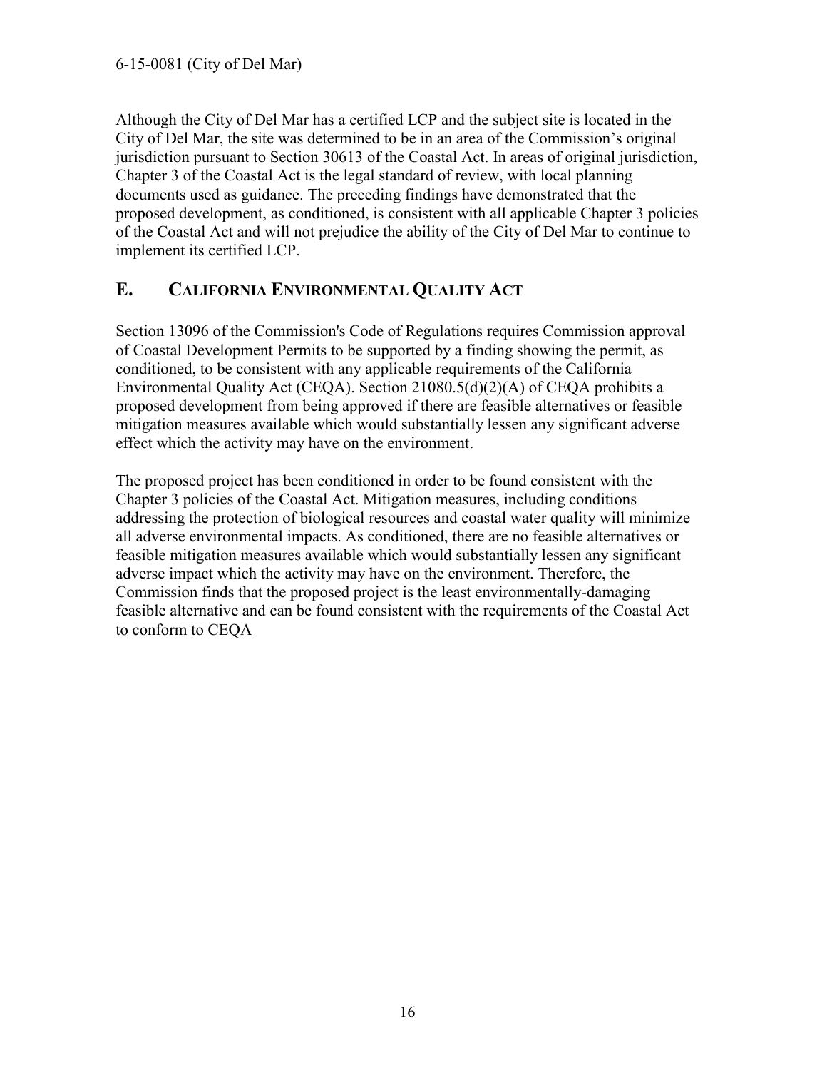Although the City of Del Mar has a certified LCP and the subject site is located in the City of Del Mar, the site was determined to be in an area of the Commission's original jurisdiction pursuant to Section 30613 of the Coastal Act. In areas of original jurisdiction, Chapter 3 of the Coastal Act is the legal standard of review, with local planning documents used as guidance. The preceding findings have demonstrated that the proposed development, as conditioned, is consistent with all applicable Chapter 3 policies of the Coastal Act and will not prejudice the ability of the City of Del Mar to continue to implement its certified LCP.

## E. CALIFORNIA ENVIRONMENTAL QUALITY ACT

Section 13096 of the Commission's Code of Regulations requires Commission approval of Coastal Development Permits to be supported by a finding showing the permit, as conditioned, to be consistent with any applicable requirements of the California Environmental Quality Act (CEQA). Section 21080.5(d)(2)(A) of CEQA prohibits a proposed development from being approved if there are feasible alternatives or feasible mitigation measures available which would substantially lessen any significant adverse effect which the activity may have on the environment.

The proposed project has been conditioned in order to be found consistent with the Chapter 3 policies of the Coastal Act. Mitigation measures, including conditions addressing the protection of biological resources and coastal water quality will minimize all adverse environmental impacts. As conditioned, there are no feasible alternatives or feasible mitigation measures available which would substantially lessen any significant adverse impact which the activity may have on the environment. Therefore, the Commission finds that the proposed project is the least environmentally-damaging feasible alternative and can be found consistent with the requirements of the Coastal Act to conform to CEQA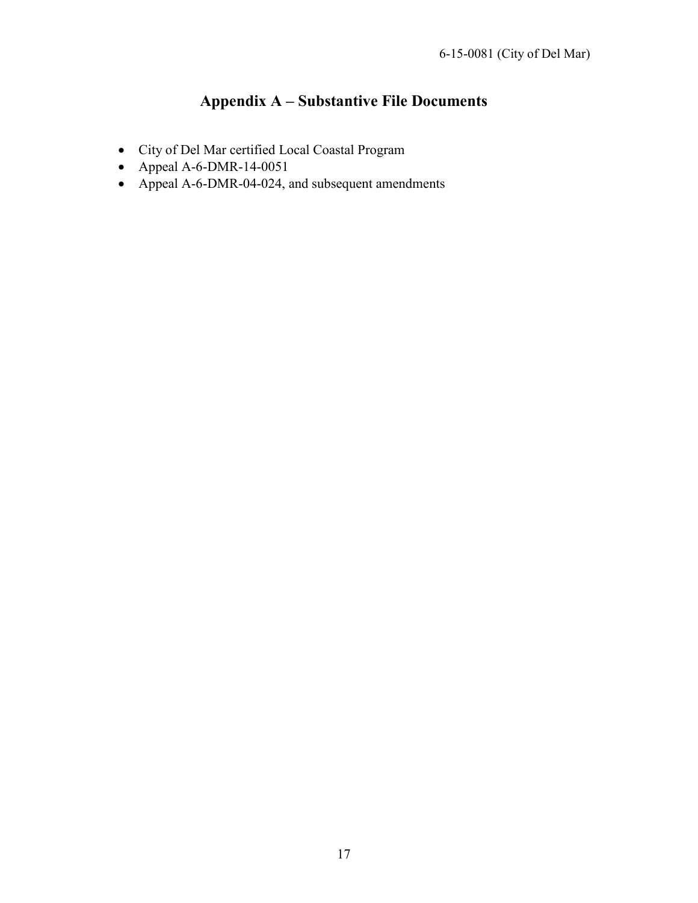# Appendix A – Substantive File Documents

- City of Del Mar certified Local Coastal Program
- Appeal A-6-DMR-14-0051
- Appeal A-6-DMR-04-024, and subsequent amendments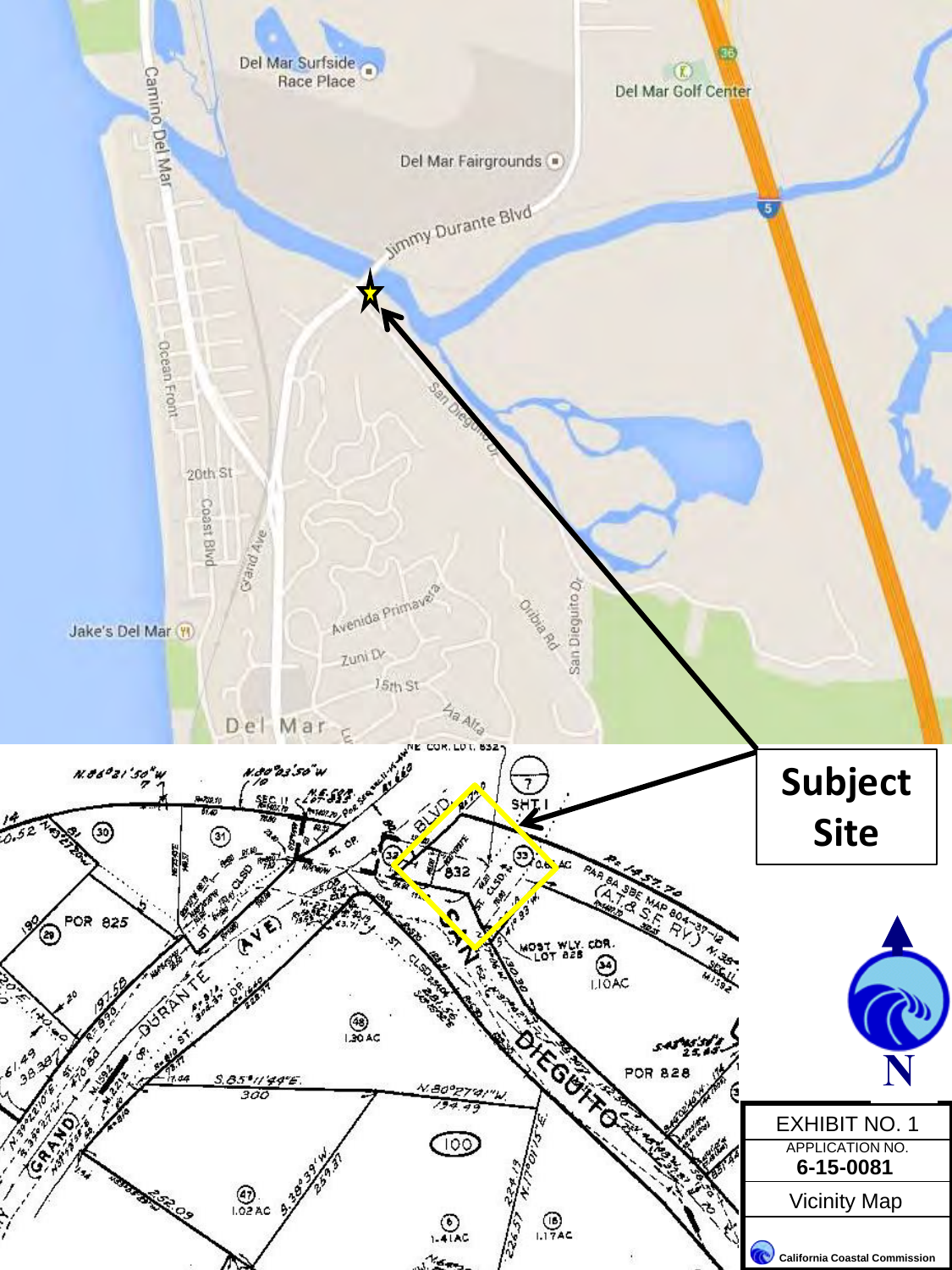Subject Site

EXHIBIT NO. 1

APPLICATION NO.

**6-15-0081**

Vicinity Map

California Coastal Commission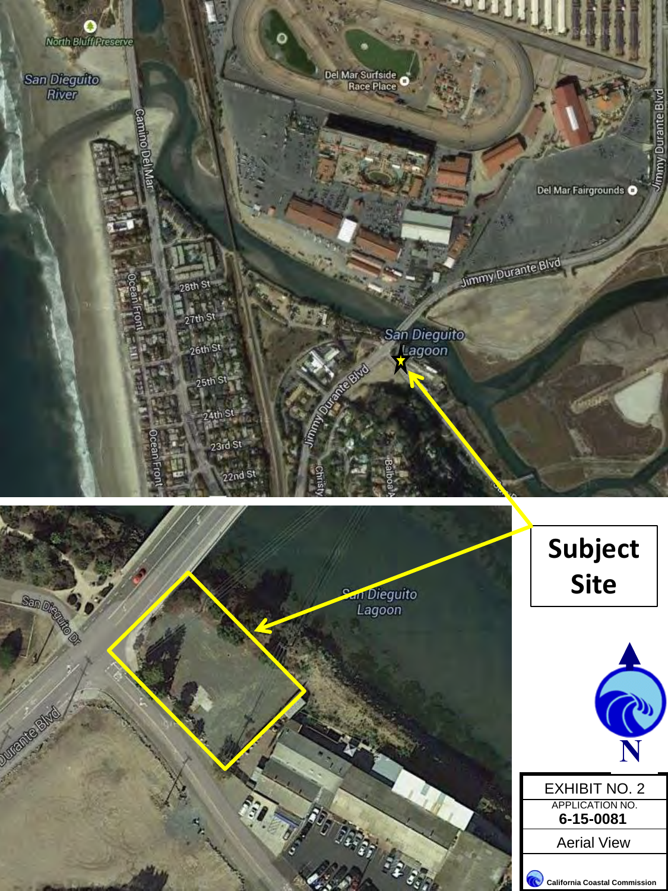**Subject Site**

N

| EXHIBIT NO. 2 |
| --- |
| APPLICATION NO. **6-15-0081** |
| Aerial View |
| **California Coastal Commission** |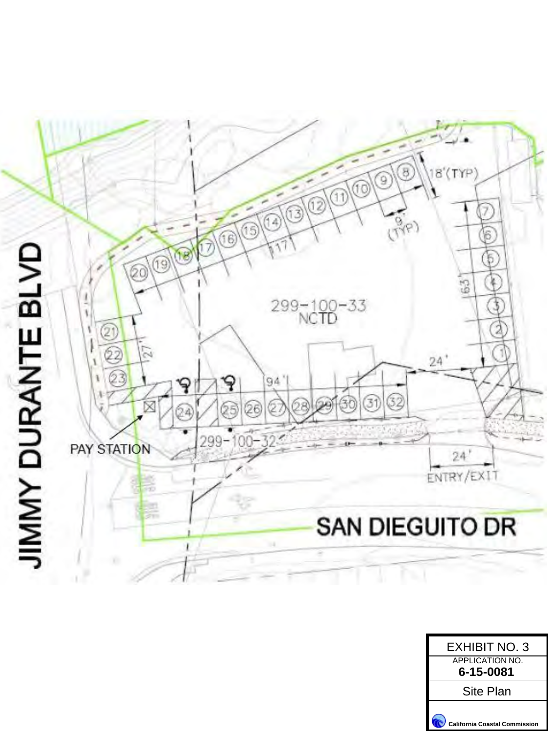JIMMY DURANTE BLVD

SAN DIEGUITO DR

299-100-33
NCTD

299-100-32

PAY STATION

18'(TYP)

9' (TYP)

117'

63'

27'

94'

24'

24'

ENTRY/EXIT

1 2 3 4 5 6 7 8 9 10 11 12 13 14 15 16 17 18 19 20 21 22 23 24 25 26 27 28 29 30 31 32

| EXHIBIT NO. 3 |
|---|
| APPLICATION NO. **6-15-0081** |
| Site Plan |
| California Coastal Commission |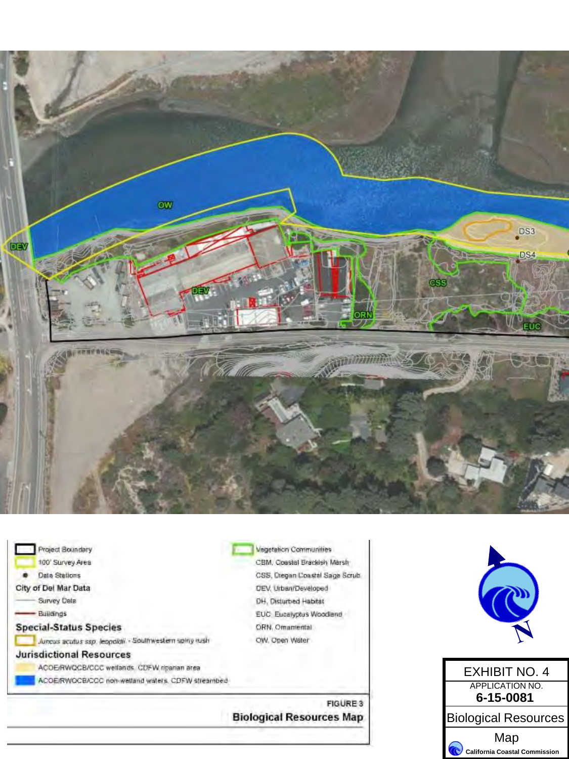OW

DEV

DEV

DS3

DS4

CSS

ORN

EUC

Project Boundary

100' Survey Area

Data Stations

City of Del Mar Data

Survey Data

Buildings

Special-Status Species

*Juncus acutus ssp. leopoldii* - Southwestern spiny rush

Jurisdictional Resources

ACOE/RWQCB/CCC wetlands, CDFW riparian area

ACOE/RWQCB/CCC non-wetland waters, CDFW streambed

Vegetation Communities

CBM, Coastal Brackish Marsh

CSS, Diegan Coastal Sage Scrub

DEV, Urban/Developed

DH, Disturbed Habitat

EUC, Eucalyptus Woodland

ORN, Ornamental

OW, Open Water

FIGURE 3

**Biological Resources Map**

N

EXHIBIT NO. 4

APPLICATION NO.

**6-15-0081**

Biological Resources Map

California Coastal Commission